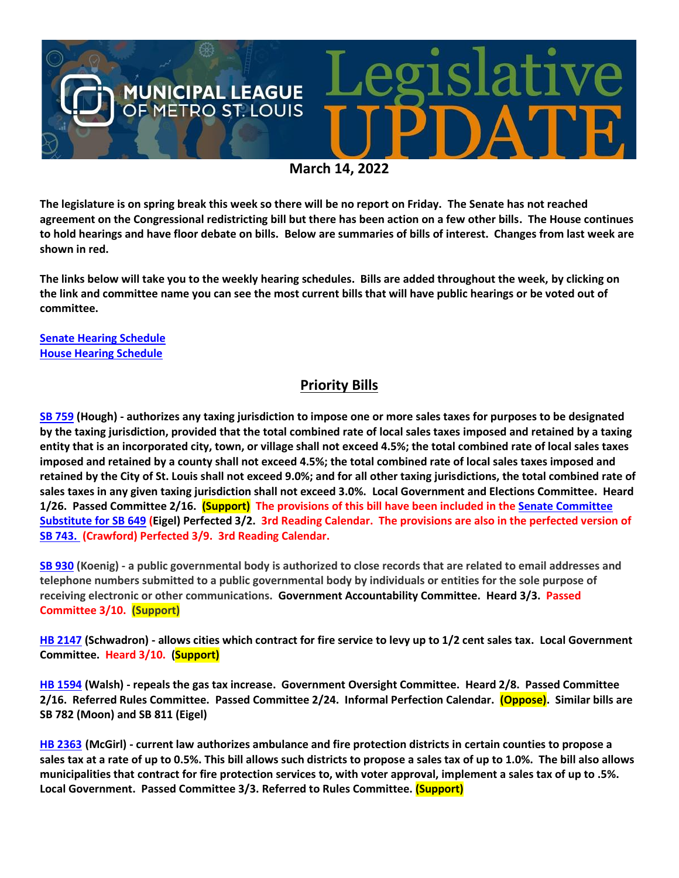# Municipal League of Metro St. Louis Legislative Update

**March 14, 2022**

**The legislature is on spring break this week so there will be no report on Friday. The Senate has not reached agreement on the Congressional redistricting bill but there has been action on a few other bills. The House continues to hold hearings and have floor debate on bills. Below are summaries of bills of interest. Changes from last week are shown in red.**

**The links below will take you to the weekly hearing schedules. Bills are added throughout the week, by clicking on the link and committee name you can see the most current bills that will have public hearings or be voted out of committee.**

**Senate Hearing Schedule**
**House Hearing Schedule**

## Priority Bills

**SB 759 (Hough) - authorizes any taxing jurisdiction to impose one or more sales taxes for purposes to be designated by the taxing jurisdiction, provided that the total combined rate of local sales taxes imposed and retained by a taxing entity that is an incorporated city, town, or village shall not exceed 4.5%; the total combined rate of local sales taxes imposed and retained by a county shall not exceed 4.5%; the total combined rate of local sales taxes imposed and retained by the City of St. Louis shall not exceed 9.0%; and for all other taxing jurisdictions, the total combined rate of sales taxes in any given taxing jurisdiction shall not exceed 3.0%. Local Government and Elections Committee. Heard 1/26. Passed Committee 2/16. (Support) The provisions of this bill have been included in the Senate Committee Substitute for SB 649 (Eigel) Perfected 3/2. 3rd Reading Calendar. The provisions are also in the perfected version of SB 743. (Crawford) Perfected 3/9. 3rd Reading Calendar.**

**SB 930** (Koenig) - a public governmental body is authorized to close records that are related to email addresses and telephone numbers submitted to a public governmental body by individuals or entities for the sole purpose of receiving electronic or other communications. **Government Accountability Committee. Heard 3/3. Passed Committee 3/10. (Support)**

**HB 2147 (Schwadron) - allows cities which contract for fire service to levy up to 1/2 cent sales tax. Local Government Committee. Heard 3/10. (Support)**

**HB 1594 (Walsh) - repeals the gas tax increase. Government Oversight Committee. Heard 2/8. Passed Committee 2/16. Referred Rules Committee. Passed Committee 2/24. Informal Perfection Calendar. (Oppose). Similar bills are SB 782 (Moon) and SB 811 (Eigel)**

**HB 2363 (McGirl) - current law authorizes ambulance and fire protection districts in certain counties to propose a sales tax at a rate of up to 0.5%. This bill allows such districts to propose a sales tax of up to 1.0%. The bill also allows municipalities that contract for fire protection services to, with voter approval, implement a sales tax of up to .5%. Local Government. Passed Committee 3/3. Referred to Rules Committee. (Support)**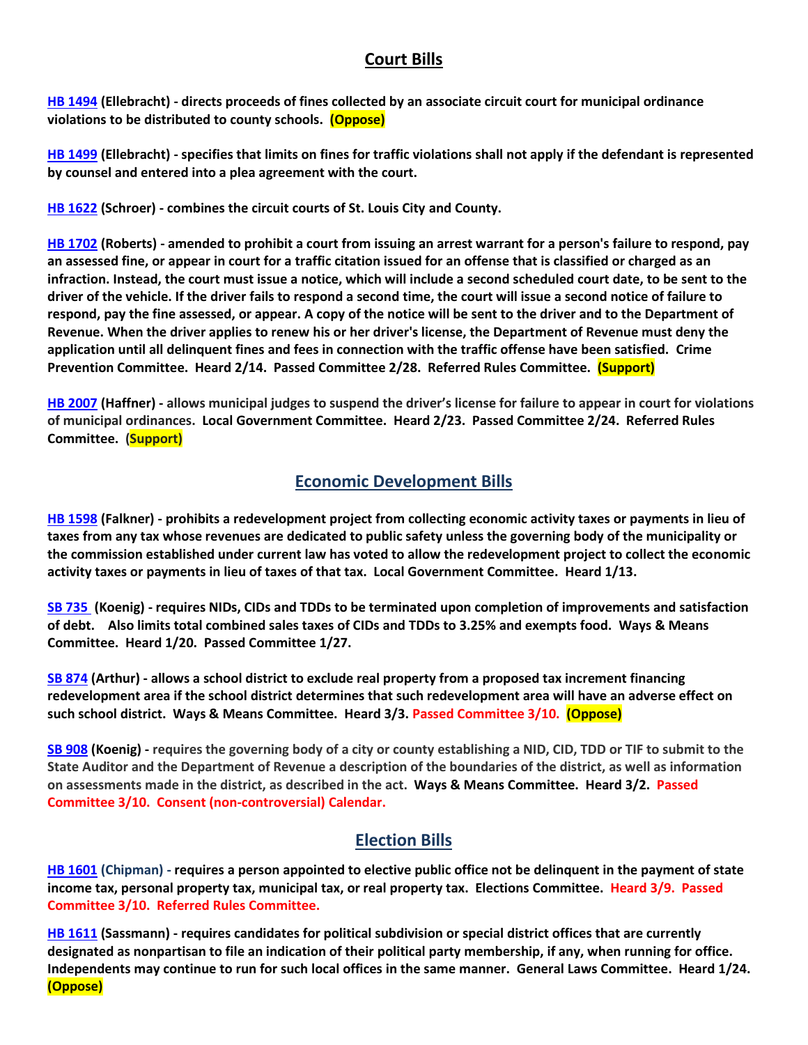## Court Bills

**HB 1494 (Ellebracht) - directs proceeds of fines collected by an associate circuit court for municipal ordinance violations to be distributed to county schools. (Oppose)**

**HB 1499 (Ellebracht) - specifies that limits on fines for traffic violations shall not apply if the defendant is represented by counsel and entered into a plea agreement with the court.**

**HB 1622 (Schroer) - combines the circuit courts of St. Louis City and County.**

**HB 1702 (Roberts) - amended to prohibit a court from issuing an arrest warrant for a person's failure to respond, pay an assessed fine, or appear in court for a traffic citation issued for an offense that is classified or charged as an infraction. Instead, the court must issue a notice, which will include a second scheduled court date, to be sent to the driver of the vehicle. If the driver fails to respond a second time, the court will issue a second notice of failure to respond, pay the fine assessed, or appear. A copy of the notice will be sent to the driver and to the Department of Revenue. When the driver applies to renew his or her driver's license, the Department of Revenue must deny the application until all delinquent fines and fees in connection with the traffic offense have been satisfied. Crime Prevention Committee. Heard 2/14. Passed Committee 2/28. Referred Rules Committee. (Support)**

**HB 2007 (Haffner) - allows municipal judges to suspend the driver's license for failure to appear in court for violations of municipal ordinances. Local Government Committee. Heard 2/23. Passed Committee 2/24. Referred Rules Committee. (Support)**

## Economic Development Bills

**HB 1598 (Falkner) - prohibits a redevelopment project from collecting economic activity taxes or payments in lieu of taxes from any tax whose revenues are dedicated to public safety unless the governing body of the municipality or the commission established under current law has voted to allow the redevelopment project to collect the economic activity taxes or payments in lieu of taxes of that tax. Local Government Committee. Heard 1/13.**

**SB 735 (Koenig) - requires NIDs, CIDs and TDDs to be terminated upon completion of improvements and satisfaction of debt. Also limits total combined sales taxes of CIDs and TDDs to 3.25% and exempts food. Ways & Means Committee. Heard 1/20. Passed Committee 1/27.**

**SB 874 (Arthur) - allows a school district to exclude real property from a proposed tax increment financing redevelopment area if the school district determines that such redevelopment area will have an adverse effect on such school district. Ways & Means Committee. Heard 3/3. Passed Committee 3/10. (Oppose)**

**SB 908 (Koenig) - requires the governing body of a city or county establishing a NID, CID, TDD or TIF to submit to the State Auditor and the Department of Revenue a description of the boundaries of the district, as well as information on assessments made in the district, as described in the act. Ways & Means Committee. Heard 3/2. Passed Committee 3/10. Consent (non-controversial) Calendar.**

## Election Bills

**HB 1601 (Chipman) - requires a person appointed to elective public office not be delinquent in the payment of state income tax, personal property tax, municipal tax, or real property tax. Elections Committee. Heard 3/9. Passed Committee 3/10. Referred Rules Committee.**

**HB 1611 (Sassmann) - requires candidates for political subdivision or special district offices that are currently designated as nonpartisan to file an indication of their political party membership, if any, when running for office. Independents may continue to run for such local offices in the same manner. General Laws Committee. Heard 1/24. (Oppose)**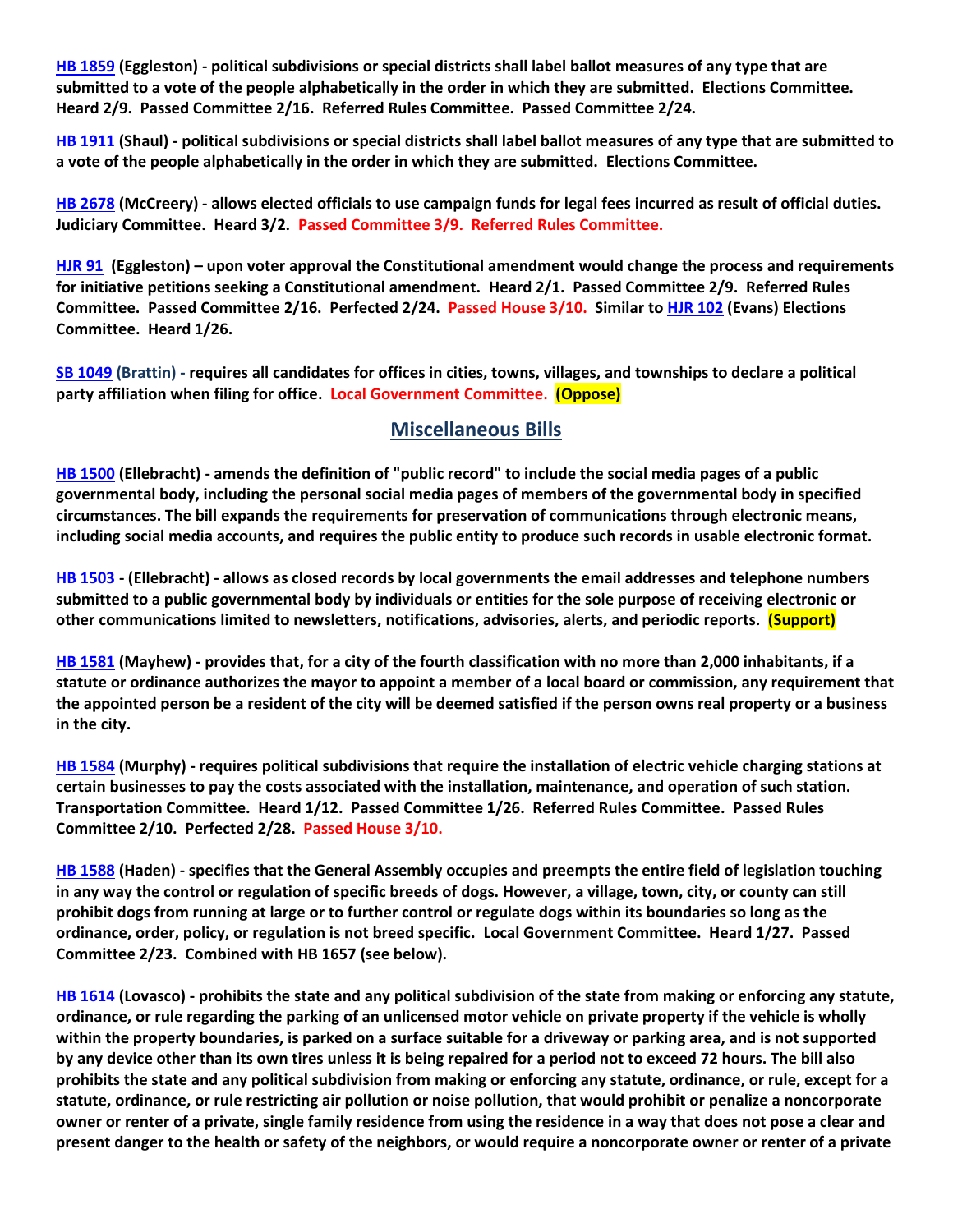**[HB 1859](#) (Eggleston) - political subdivisions or special districts shall label ballot measures of any type that are submitted to a vote of the people alphabetically in the order in which they are submitted. Elections Committee. Heard 2/9. Passed Committee 2/16. Referred Rules Committee. Passed Committee 2/24.**

**[HB 1911](#) (Shaul) - political subdivisions or special districts shall label ballot measures of any type that are submitted to a vote of the people alphabetically in the order in which they are submitted. Elections Committee.**

**[HB 2678](#) (McCreery) - allows elected officials to use campaign funds for legal fees incurred as result of official duties. Judiciary Committee. Heard 3/2. Passed Committee 3/9. Referred Rules Committee.**

**[HJR 91](#) (Eggleston) – upon voter approval the Constitutional amendment would change the process and requirements for initiative petitions seeking a Constitutional amendment. Heard 2/1. Passed Committee 2/9. Referred Rules Committee. Passed Committee 2/16. Perfected 2/24. Passed House 3/10. Similar to [HJR 102](#) (Evans) Elections Committee. Heard 1/26.**

**[SB 1049](#) (Brattin) - requires all candidates for offices in cities, towns, villages, and townships to declare a political party affiliation when filing for office. Local Government Committee. (Oppose)**

## Miscellaneous Bills

**[HB 1500](#) (Ellebracht) - amends the definition of "public record" to include the social media pages of a public governmental body, including the personal social media pages of members of the governmental body in specified circumstances. The bill expands the requirements for preservation of communications through electronic means, including social media accounts, and requires the public entity to produce such records in usable electronic format.**

**[HB 1503](#) - (Ellebracht) - allows as closed records by local governments the email addresses and telephone numbers submitted to a public governmental body by individuals or entities for the sole purpose of receiving electronic or other communications limited to newsletters, notifications, advisories, alerts, and periodic reports. (Support)**

**[HB 1581](#) (Mayhew) - provides that, for a city of the fourth classification with no more than 2,000 inhabitants, if a statute or ordinance authorizes the mayor to appoint a member of a local board or commission, any requirement that the appointed person be a resident of the city will be deemed satisfied if the person owns real property or a business in the city.**

**[HB 1584](#) (Murphy) - requires political subdivisions that require the installation of electric vehicle charging stations at certain businesses to pay the costs associated with the installation, maintenance, and operation of such station. Transportation Committee. Heard 1/12. Passed Committee 1/26. Referred Rules Committee. Passed Rules Committee 2/10. Perfected 2/28. Passed House 3/10.**

**[HB 1588](#) (Haden) - specifies that the General Assembly occupies and preempts the entire field of legislation touching in any way the control or regulation of specific breeds of dogs. However, a village, town, city, or county can still prohibit dogs from running at large or to further control or regulate dogs within its boundaries so long as the ordinance, order, policy, or regulation is not breed specific. Local Government Committee. Heard 1/27. Passed Committee 2/23. Combined with HB 1657 (see below).**

**[HB 1614](#) (Lovasco) - prohibits the state and any political subdivision of the state from making or enforcing any statute, ordinance, or rule regarding the parking of an unlicensed motor vehicle on private property if the vehicle is wholly within the property boundaries, is parked on a surface suitable for a driveway or parking area, and is not supported by any device other than its own tires unless it is being repaired for a period not to exceed 72 hours. The bill also prohibits the state and any political subdivision from making or enforcing any statute, ordinance, or rule, except for a statute, ordinance, or rule restricting air pollution or noise pollution, that would prohibit or penalize a noncorporate owner or renter of a private, single family residence from using the residence in a way that does not pose a clear and present danger to the health or safety of the neighbors, or would require a noncorporate owner or renter of a private**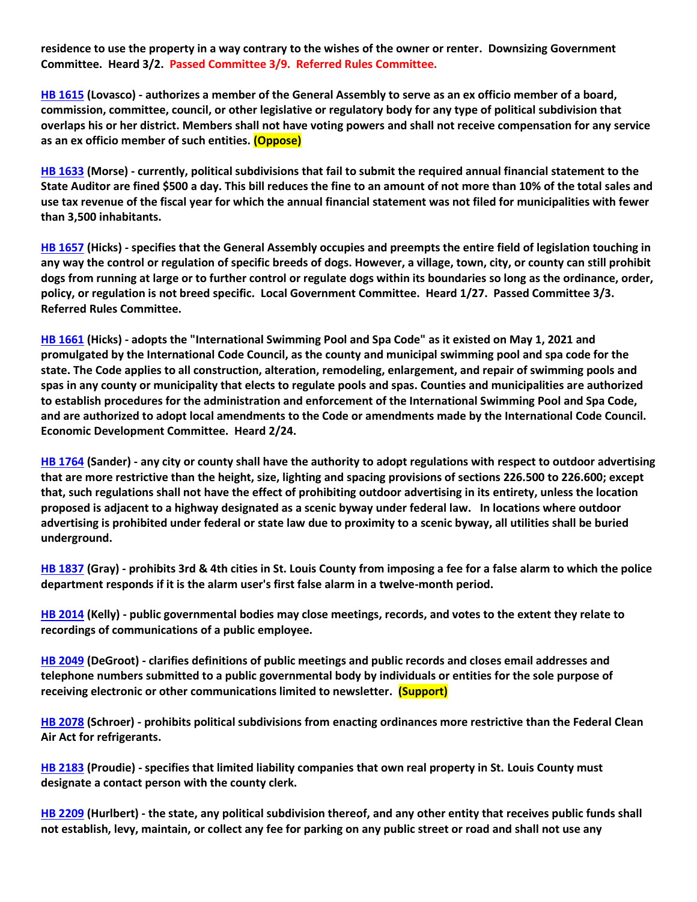**residence to use the property in a way contrary to the wishes of the owner or renter. Downsizing Government Committee. Heard 3/2. Passed Committee 3/9. Referred Rules Committee.**

**HB 1615 (Lovasco) - authorizes a member of the General Assembly to serve as an ex officio member of a board, commission, committee, council, or other legislative or regulatory body for any type of political subdivision that overlaps his or her district. Members shall not have voting powers and shall not receive compensation for any service as an ex officio member of such entities. (Oppose)**

**HB 1633 (Morse) - currently, political subdivisions that fail to submit the required annual financial statement to the State Auditor are fined $500 a day. This bill reduces the fine to an amount of not more than 10% of the total sales and use tax revenue of the fiscal year for which the annual financial statement was not filed for municipalities with fewer than 3,500 inhabitants.**

**HB 1657 (Hicks) - specifies that the General Assembly occupies and preempts the entire field of legislation touching in any way the control or regulation of specific breeds of dogs. However, a village, town, city, or county can still prohibit dogs from running at large or to further control or regulate dogs within its boundaries so long as the ordinance, order, policy, or regulation is not breed specific. Local Government Committee. Heard 1/27. Passed Committee 3/3. Referred Rules Committee.**

**HB 1661 (Hicks) - adopts the "International Swimming Pool and Spa Code" as it existed on May 1, 2021 and promulgated by the International Code Council, as the county and municipal swimming pool and spa code for the state. The Code applies to all construction, alteration, remodeling, enlargement, and repair of swimming pools and spas in any county or municipality that elects to regulate pools and spas. Counties and municipalities are authorized to establish procedures for the administration and enforcement of the International Swimming Pool and Spa Code, and are authorized to adopt local amendments to the Code or amendments made by the International Code Council. Economic Development Committee. Heard 2/24.**

**HB 1764 (Sander) - any city or county shall have the authority to adopt regulations with respect to outdoor advertising that are more restrictive than the height, size, lighting and spacing provisions of sections 226.500 to 226.600; except that, such regulations shall not have the effect of prohibiting outdoor advertising in its entirety, unless the location proposed is adjacent to a highway designated as a scenic byway under federal law. In locations where outdoor advertising is prohibited under federal or state law due to proximity to a scenic byway, all utilities shall be buried underground.**

**HB 1837 (Gray) - prohibits 3rd & 4th cities in St. Louis County from imposing a fee for a false alarm to which the police department responds if it is the alarm user's first false alarm in a twelve-month period.**

**HB 2014 (Kelly) - public governmental bodies may close meetings, records, and votes to the extent they relate to recordings of communications of a public employee.**

**HB 2049 (DeGroot) - clarifies definitions of public meetings and public records and closes email addresses and telephone numbers submitted to a public governmental body by individuals or entities for the sole purpose of receiving electronic or other communications limited to newsletter. (Support)**

**HB 2078 (Schroer) - prohibits political subdivisions from enacting ordinances more restrictive than the Federal Clean Air Act for refrigerants.**

**HB 2183 (Proudie) - specifies that limited liability companies that own real property in St. Louis County must designate a contact person with the county clerk.**

**HB 2209 (Hurlbert) - the state, any political subdivision thereof, and any other entity that receives public funds shall not establish, levy, maintain, or collect any fee for parking on any public street or road and shall not use any**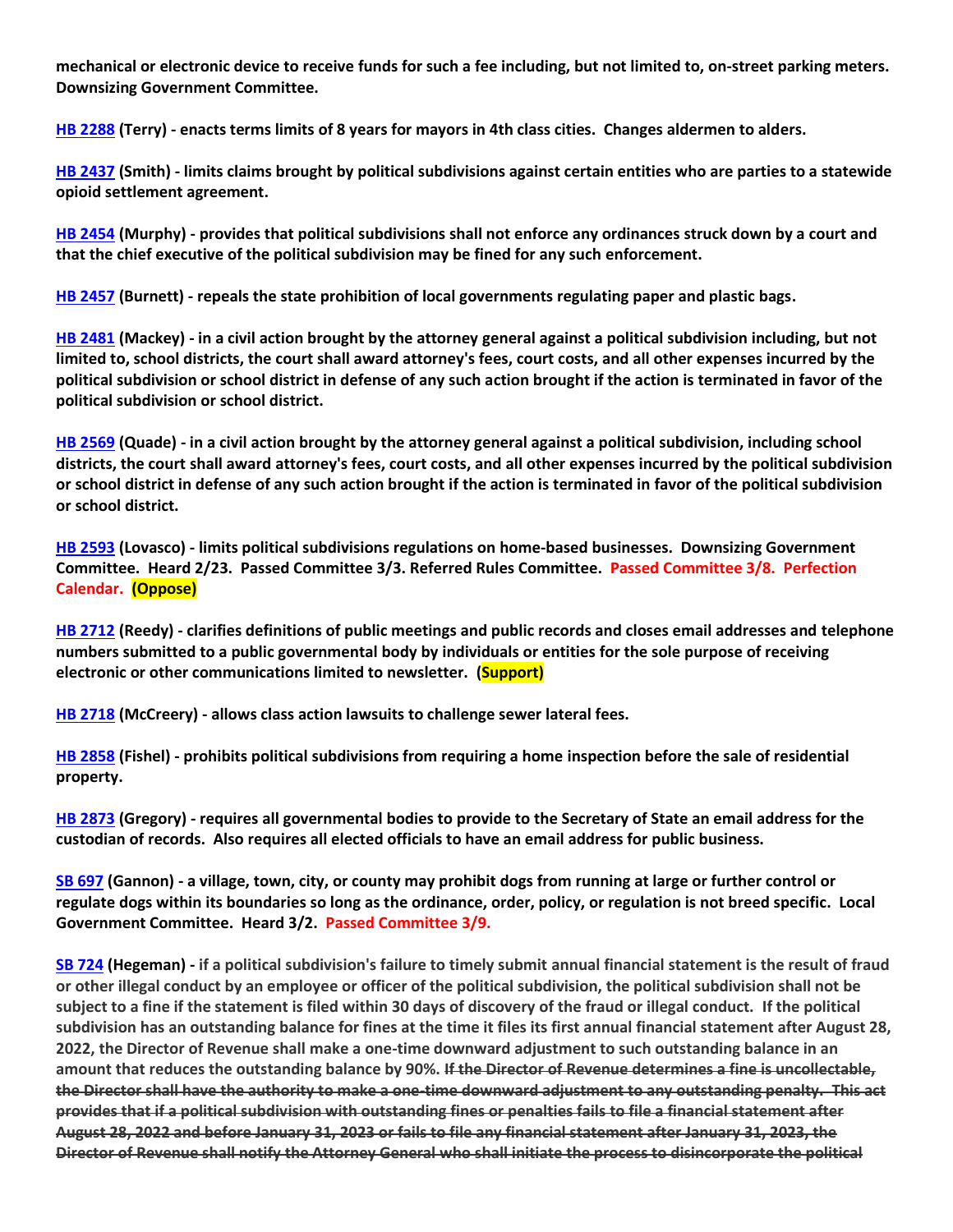**mechanical or electronic device to receive funds for such a fee including, but not limited to, on-street parking meters. Downsizing Government Committee.**

**HB 2288 (Terry) - enacts terms limits of 8 years for mayors in 4th class cities. Changes aldermen to alders.**

**HB 2437 (Smith) - limits claims brought by political subdivisions against certain entities who are parties to a statewide opioid settlement agreement.**

**HB 2454 (Murphy) - provides that political subdivisions shall not enforce any ordinances struck down by a court and that the chief executive of the political subdivision may be fined for any such enforcement.**

**HB 2457 (Burnett) - repeals the state prohibition of local governments regulating paper and plastic bags.**

**HB 2481 (Mackey) - in a civil action brought by the attorney general against a political subdivision including, but not limited to, school districts, the court shall award attorney's fees, court costs, and all other expenses incurred by the political subdivision or school district in defense of any such action brought if the action is terminated in favor of the political subdivision or school district.**

**HB 2569 (Quade) - in a civil action brought by the attorney general against a political subdivision, including school districts, the court shall award attorney's fees, court costs, and all other expenses incurred by the political subdivision or school district in defense of any such action brought if the action is terminated in favor of the political subdivision or school district.**

**HB 2593 (Lovasco) - limits political subdivisions regulations on home-based businesses. Downsizing Government Committee. Heard 2/23. Passed Committee 3/3. Referred Rules Committee. Passed Committee 3/8. Perfection Calendar. (Oppose)**

**HB 2712 (Reedy) - clarifies definitions of public meetings and public records and closes email addresses and telephone numbers submitted to a public governmental body by individuals or entities for the sole purpose of receiving electronic or other communications limited to newsletter. (Support)**

**HB 2718 (McCreery) - allows class action lawsuits to challenge sewer lateral fees.**

**HB 2858 (Fishel) - prohibits political subdivisions from requiring a home inspection before the sale of residential property.**

**HB 2873 (Gregory) - requires all governmental bodies to provide to the Secretary of State an email address for the custodian of records. Also requires all elected officials to have an email address for public business.**

**SB 697 (Gannon) - a village, town, city, or county may prohibit dogs from running at large or further control or regulate dogs within its boundaries so long as the ordinance, order, policy, or regulation is not breed specific. Local Government Committee. Heard 3/2. Passed Committee 3/9.**

**SB 724 (Hegeman) - if a political subdivision's failure to timely submit annual financial statement is the result of fraud or other illegal conduct by an employee or officer of the political subdivision, the political subdivision shall not be subject to a fine if the statement is filed within 30 days of discovery of the fraud or illegal conduct. If the political subdivision has an outstanding balance for fines at the time it files its first annual financial statement after August 28, 2022, the Director of Revenue shall make a one-time downward adjustment to such outstanding balance in an amount that reduces the outstanding balance by 90%. ~~If the Director of Revenue determines a fine is uncollectable, the Director shall have the authority to make a one-time downward adjustment to any outstanding penalty. This act provides that if a political subdivision with outstanding fines or penalties fails to file a financial statement after August 28, 2022 and before January 31, 2023 or fails to file any financial statement after January 31, 2023, the Director of Revenue shall notify the Attorney General who shall initiate the process to disincorporate the political~~**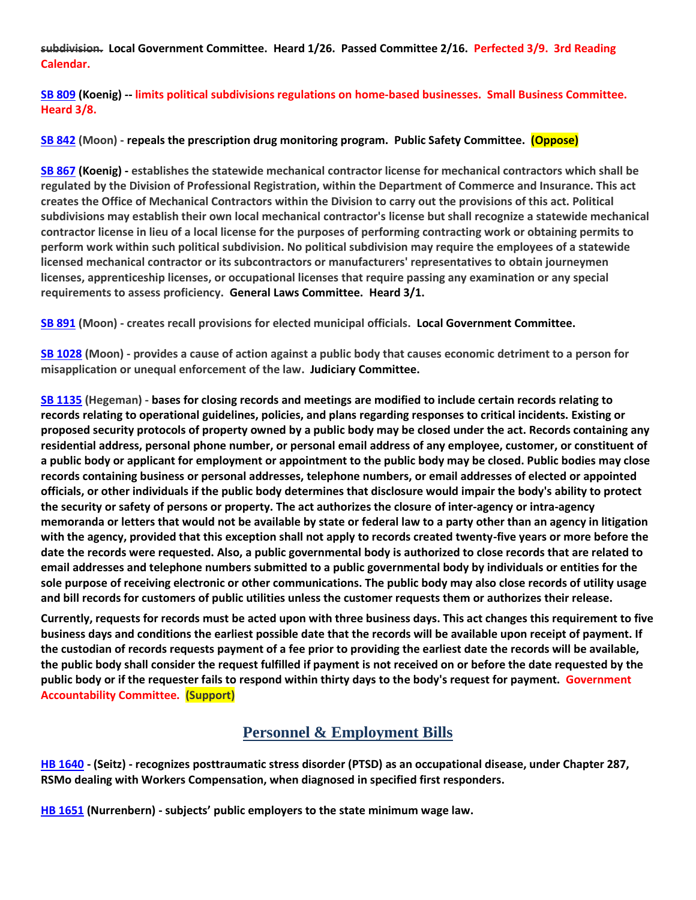~~subdivision.~~ **Local Government Committee. Heard 1/26. Passed Committee 2/16. Perfected 3/9. 3rd Reading Calendar.**

**SB 809 (Koenig) -- limits political subdivisions regulations on home-based businesses. Small Business Committee. Heard 3/8.**

**SB 842 (Moon) - repeals the prescription drug monitoring program. Public Safety Committee. (Oppose)**

**SB 867 (Koenig) - establishes the statewide mechanical contractor license for mechanical contractors which shall be regulated by the Division of Professional Registration, within the Department of Commerce and Insurance. This act creates the Office of Mechanical Contractors within the Division to carry out the provisions of this act. Political subdivisions may establish their own local mechanical contractor's license but shall recognize a statewide mechanical contractor license in lieu of a local license for the purposes of performing contracting work or obtaining permits to perform work within such political subdivision. No political subdivision may require the employees of a statewide licensed mechanical contractor or its subcontractors or manufacturers' representatives to obtain journeymen licenses, apprenticeship licenses, or occupational licenses that require passing any examination or any special requirements to assess proficiency. General Laws Committee. Heard 3/1.**

**SB 891 (Moon) - creates recall provisions for elected municipal officials. Local Government Committee.**

**SB 1028 (Moon) - provides a cause of action against a public body that causes economic detriment to a person for misapplication or unequal enforcement of the law. Judiciary Committee.**

**SB 1135 (Hegeman) - bases for closing records and meetings are modified to include certain records relating to records relating to operational guidelines, policies, and plans regarding responses to critical incidents. Existing or proposed security protocols of property owned by a public body may be closed under the act. Records containing any residential address, personal phone number, or personal email address of any employee, customer, or constituent of a public body or applicant for employment or appointment to the public body may be closed. Public bodies may close records containing business or personal addresses, telephone numbers, or email addresses of elected or appointed officials, or other individuals if the public body determines that disclosure would impair the body's ability to protect the security or safety of persons or property. The act authorizes the closure of inter-agency or intra-agency memoranda or letters that would not be available by state or federal law to a party other than an agency in litigation with the agency, provided that this exception shall not apply to records created twenty-five years or more before the date the records were requested. Also, a public governmental body is authorized to close records that are related to email addresses and telephone numbers submitted to a public governmental body by individuals or entities for the sole purpose of receiving electronic or other communications. The public body may also close records of utility usage and bill records for customers of public utilities unless the customer requests them or authorizes their release.**

**Currently, requests for records must be acted upon with three business days. This act changes this requirement to five business days and conditions the earliest possible date that the records will be available upon receipt of payment. If the custodian of records requests payment of a fee prior to providing the earliest date the records will be available, the public body shall consider the request fulfilled if payment is not received on or before the date requested by the public body or if the requester fails to respond within thirty days to the body's request for payment. Government Accountability Committee. (Support)**

## Personnel & Employment Bills

**HB 1640 - (Seitz) - recognizes posttraumatic stress disorder (PTSD) as an occupational disease, under Chapter 287, RSMo dealing with Workers Compensation, when diagnosed in specified first responders.**

**HB 1651 (Nurrenbern) - subjects' public employers to the state minimum wage law.**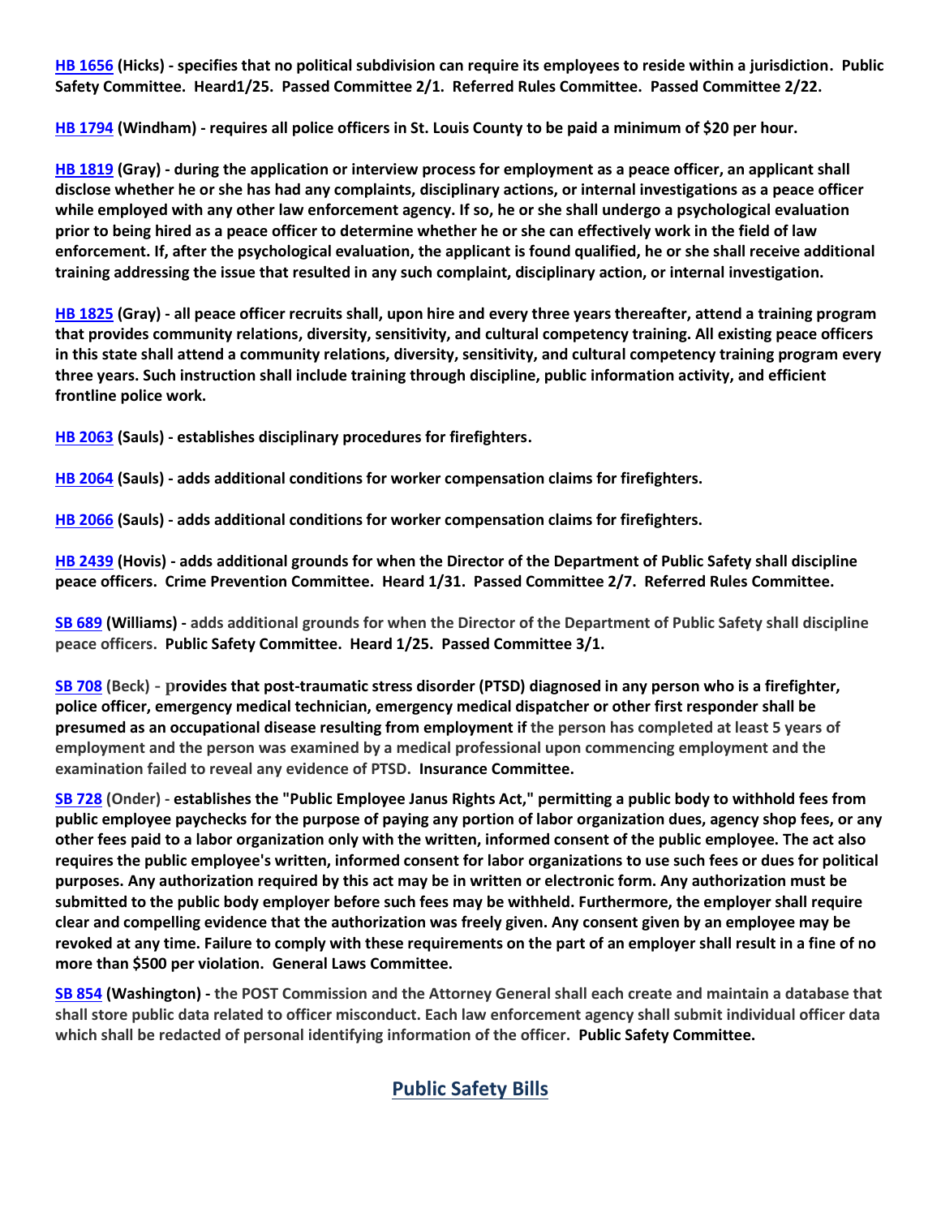**HB 1656 (Hicks) - specifies that no political subdivision can require its employees to reside within a jurisdiction. Public Safety Committee. Heard1/25. Passed Committee 2/1. Referred Rules Committee. Passed Committee 2/22.**

**HB 1794 (Windham) - requires all police officers in St. Louis County to be paid a minimum of $20 per hour.**

**HB 1819 (Gray) - during the application or interview process for employment as a peace officer, an applicant shall disclose whether he or she has had any complaints, disciplinary actions, or internal investigations as a peace officer while employed with any other law enforcement agency. If so, he or she shall undergo a psychological evaluation prior to being hired as a peace officer to determine whether he or she can effectively work in the field of law enforcement. If, after the psychological evaluation, the applicant is found qualified, he or she shall receive additional training addressing the issue that resulted in any such complaint, disciplinary action, or internal investigation.**

**HB 1825 (Gray) - all peace officer recruits shall, upon hire and every three years thereafter, attend a training program that provides community relations, diversity, sensitivity, and cultural competency training. All existing peace officers in this state shall attend a community relations, diversity, sensitivity, and cultural competency training program every three years. Such instruction shall include training through discipline, public information activity, and efficient frontline police work.**

**HB 2063 (Sauls) - establishes disciplinary procedures for firefighters.**

**HB 2064 (Sauls) - adds additional conditions for worker compensation claims for firefighters.**

**HB 2066 (Sauls) - adds additional conditions for worker compensation claims for firefighters.**

**HB 2439 (Hovis) - adds additional grounds for when the Director of the Department of Public Safety shall discipline peace officers. Crime Prevention Committee. Heard 1/31. Passed Committee 2/7. Referred Rules Committee.**

**SB 689 (Williams) - adds additional grounds for when the Director of the Department of Public Safety shall discipline peace officers. Public Safety Committee. Heard 1/25. Passed Committee 3/1.**

**SB 708 (Beck) - provides that post-traumatic stress disorder (PTSD) diagnosed in any person who is a firefighter, police officer, emergency medical technician, emergency medical dispatcher or other first responder shall be presumed as an occupational disease resulting from employment if the person has completed at least 5 years of employment and the person was examined by a medical professional upon commencing employment and the examination failed to reveal any evidence of PTSD. Insurance Committee.**

**SB 728 (Onder) - establishes the "Public Employee Janus Rights Act," permitting a public body to withhold fees from public employee paychecks for the purpose of paying any portion of labor organization dues, agency shop fees, or any other fees paid to a labor organization only with the written, informed consent of the public employee. The act also requires the public employee's written, informed consent for labor organizations to use such fees or dues for political purposes. Any authorization required by this act may be in written or electronic form. Any authorization must be submitted to the public body employer before such fees may be withheld. Furthermore, the employer shall require clear and compelling evidence that the authorization was freely given. Any consent given by an employee may be revoked at any time. Failure to comply with these requirements on the part of an employer shall result in a fine of no more than $500 per violation. General Laws Committee.**

**SB 854 (Washington) - the POST Commission and the Attorney General shall each create and maintain a database that shall store public data related to officer misconduct. Each law enforcement agency shall submit individual officer data which shall be redacted of personal identifying information of the officer. Public Safety Committee.**

## Public Safety Bills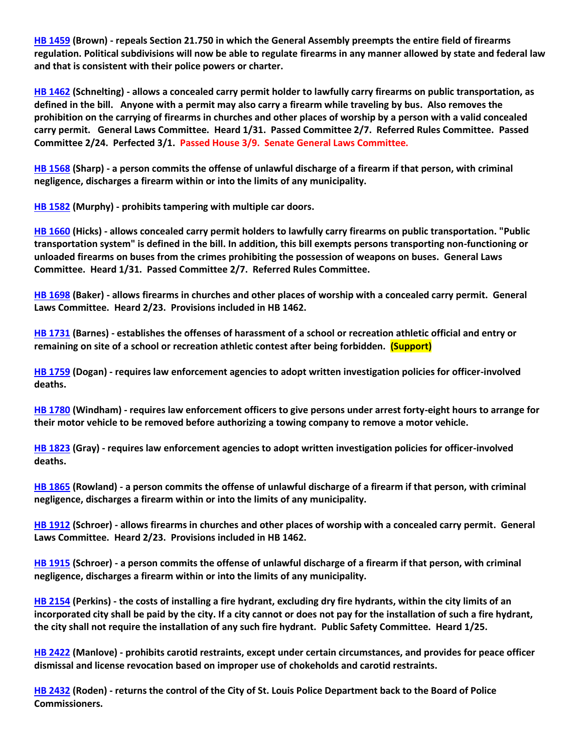**HB 1459 (Brown) - repeals Section 21.750 in which the General Assembly preempts the entire field of firearms regulation. Political subdivisions will now be able to regulate firearms in any manner allowed by state and federal law and that is consistent with their police powers or charter.**

**HB 1462 (Schnelting) - allows a concealed carry permit holder to lawfully carry firearms on public transportation, as defined in the bill. Anyone with a permit may also carry a firearm while traveling by bus. Also removes the prohibition on the carrying of firearms in churches and other places of worship by a person with a valid concealed carry permit. General Laws Committee. Heard 1/31. Passed Committee 2/7. Referred Rules Committee. Passed Committee 2/24. Perfected 3/1. Passed House 3/9. Senate General Laws Committee.**

**HB 1568 (Sharp) - a person commits the offense of unlawful discharge of a firearm if that person, with criminal negligence, discharges a firearm within or into the limits of any municipality.**

**HB 1582 (Murphy) - prohibits tampering with multiple car doors.**

**HB 1660 (Hicks) - allows concealed carry permit holders to lawfully carry firearms on public transportation. "Public transportation system" is defined in the bill. In addition, this bill exempts persons transporting non-functioning or unloaded firearms on buses from the crimes prohibiting the possession of weapons on buses. General Laws Committee. Heard 1/31. Passed Committee 2/7. Referred Rules Committee.**

**HB 1698 (Baker) - allows firearms in churches and other places of worship with a concealed carry permit. General Laws Committee. Heard 2/23. Provisions included in HB 1462.**

**HB 1731 (Barnes) - establishes the offenses of harassment of a school or recreation athletic official and entry or remaining on site of a school or recreation athletic contest after being forbidden. (Support)**

**HB 1759 (Dogan) - requires law enforcement agencies to adopt written investigation policies for officer-involved deaths.**

**HB 1780 (Windham) - requires law enforcement officers to give persons under arrest forty-eight hours to arrange for their motor vehicle to be removed before authorizing a towing company to remove a motor vehicle.**

**HB 1823 (Gray) - requires law enforcement agencies to adopt written investigation policies for officer-involved deaths.**

**HB 1865 (Rowland) - a person commits the offense of unlawful discharge of a firearm if that person, with criminal negligence, discharges a firearm within or into the limits of any municipality.**

**HB 1912 (Schroer) - allows firearms in churches and other places of worship with a concealed carry permit. General Laws Committee. Heard 2/23. Provisions included in HB 1462.**

**HB 1915 (Schroer) - a person commits the offense of unlawful discharge of a firearm if that person, with criminal negligence, discharges a firearm within or into the limits of any municipality.**

**HB 2154 (Perkins) - the costs of installing a fire hydrant, excluding dry fire hydrants, within the city limits of an incorporated city shall be paid by the city. If a city cannot or does not pay for the installation of such a fire hydrant, the city shall not require the installation of any such fire hydrant. Public Safety Committee. Heard 1/25.**

**HB 2422 (Manlove) - prohibits carotid restraints, except under certain circumstances, and provides for peace officer dismissal and license revocation based on improper use of chokeholds and carotid restraints.**

**HB 2432 (Roden) - returns the control of the City of St. Louis Police Department back to the Board of Police Commissioners.**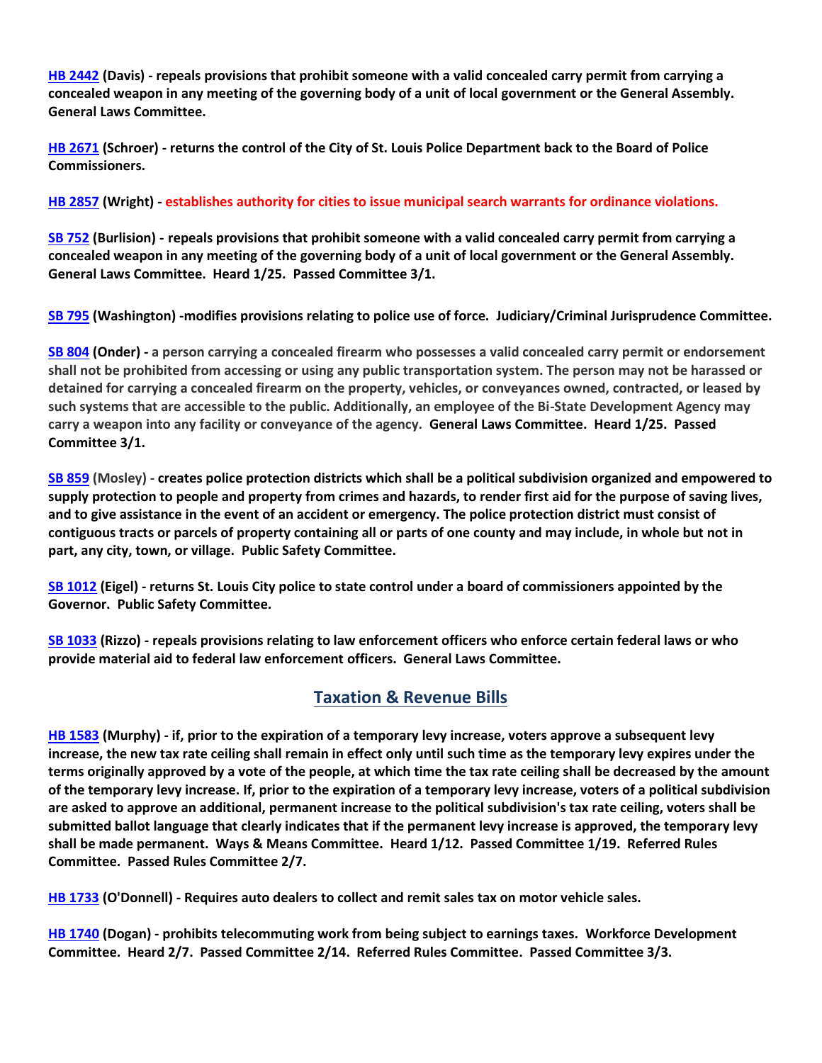**HB 2442 (Davis) - repeals provisions that prohibit someone with a valid concealed carry permit from carrying a concealed weapon in any meeting of the governing body of a unit of local government or the General Assembly. General Laws Committee.**

**HB 2671 (Schroer) - returns the control of the City of St. Louis Police Department back to the Board of Police Commissioners.**

**HB 2857 (Wright) - establishes authority for cities to issue municipal search warrants for ordinance violations.**

**SB 752 (Burlision) - repeals provisions that prohibit someone with a valid concealed carry permit from carrying a concealed weapon in any meeting of the governing body of a unit of local government or the General Assembly. General Laws Committee. Heard 1/25. Passed Committee 3/1.**

**SB 795 (Washington) -modifies provisions relating to police use of force. Judiciary/Criminal Jurisprudence Committee.**

**SB 804 (Onder) - a person carrying a concealed firearm who possesses a valid concealed carry permit or endorsement shall not be prohibited from accessing or using any public transportation system. The person may not be harassed or detained for carrying a concealed firearm on the property, vehicles, or conveyances owned, contracted, or leased by such systems that are accessible to the public. Additionally, an employee of the Bi-State Development Agency may carry a weapon into any facility or conveyance of the agency. General Laws Committee. Heard 1/25. Passed Committee 3/1.**

**SB 859 (Mosley) - creates police protection districts which shall be a political subdivision organized and empowered to supply protection to people and property from crimes and hazards, to render first aid for the purpose of saving lives, and to give assistance in the event of an accident or emergency. The police protection district must consist of contiguous tracts or parcels of property containing all or parts of one county and may include, in whole but not in part, any city, town, or village. Public Safety Committee.**

**SB 1012 (Eigel) - returns St. Louis City police to state control under a board of commissioners appointed by the Governor. Public Safety Committee.**

**SB 1033 (Rizzo) - repeals provisions relating to law enforcement officers who enforce certain federal laws or who provide material aid to federal law enforcement officers. General Laws Committee.**

## Taxation & Revenue Bills

**HB 1583 (Murphy) - if, prior to the expiration of a temporary levy increase, voters approve a subsequent levy increase, the new tax rate ceiling shall remain in effect only until such time as the temporary levy expires under the terms originally approved by a vote of the people, at which time the tax rate ceiling shall be decreased by the amount of the temporary levy increase. If, prior to the expiration of a temporary levy increase, voters of a political subdivision are asked to approve an additional, permanent increase to the political subdivision's tax rate ceiling, voters shall be submitted ballot language that clearly indicates that if the permanent levy increase is approved, the temporary levy shall be made permanent. Ways & Means Committee. Heard 1/12. Passed Committee 1/19. Referred Rules Committee. Passed Rules Committee 2/7.**

**HB 1733 (O'Donnell) - Requires auto dealers to collect and remit sales tax on motor vehicle sales.**

**HB 1740 (Dogan) - prohibits telecommuting work from being subject to earnings taxes. Workforce Development Committee. Heard 2/7. Passed Committee 2/14. Referred Rules Committee. Passed Rules Committee 3/3.**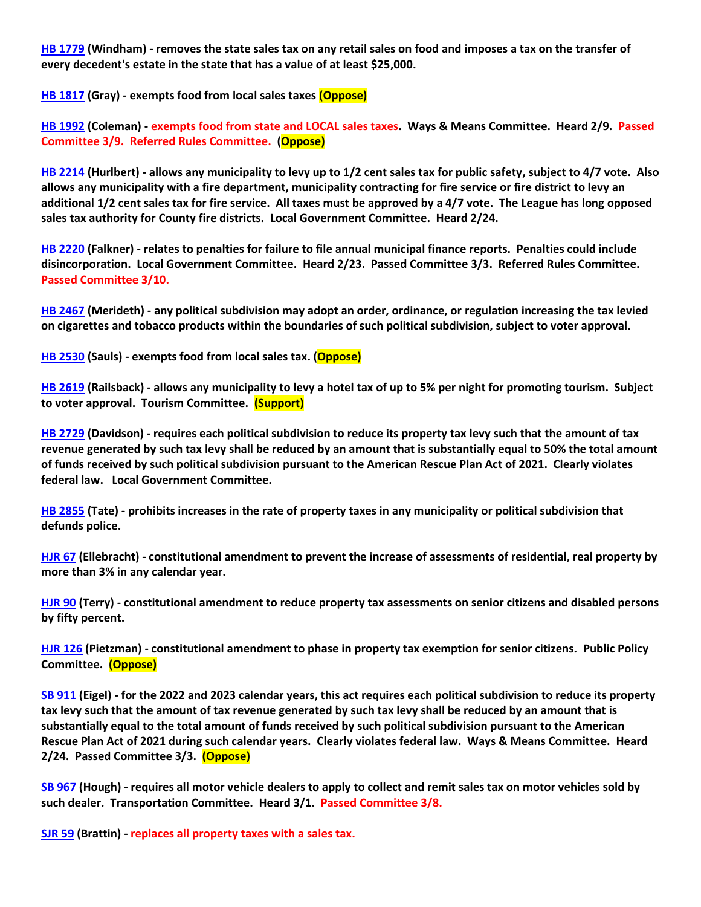**HB 1779 (Windham) - removes the state sales tax on any retail sales on food and imposes a tax on the transfer of every decedent's estate in the state that has a value of at least $25,000.**

**HB 1817 (Gray) - exempts food from local sales taxes (Oppose)**

**HB 1992 (Coleman) - exempts food from state and LOCAL sales taxes. Ways & Means Committee. Heard 2/9. Passed Committee 3/9. Referred Rules Committee. (Oppose)**

**HB 2214 (Hurlbert) - allows any municipality to levy up to 1/2 cent sales tax for public safety, subject to 4/7 vote. Also allows any municipality with a fire department, municipality contracting for fire service or fire district to levy an additional 1/2 cent sales tax for fire service. All taxes must be approved by a 4/7 vote. The League has long opposed sales tax authority for County fire districts. Local Government Committee. Heard 2/24.**

**HB 2220 (Falkner) - relates to penalties for failure to file annual municipal finance reports. Penalties could include disincorporation. Local Government Committee. Heard 2/23. Passed Committee 3/3. Referred Rules Committee. Passed Committee 3/10.**

**HB 2467 (Merideth) - any political subdivision may adopt an order, ordinance, or regulation increasing the tax levied on cigarettes and tobacco products within the boundaries of such political subdivision, subject to voter approval.**

**HB 2530 (Sauls) - exempts food from local sales tax. (Oppose)**

**HB 2619 (Railsback) - allows any municipality to levy a hotel tax of up to 5% per night for promoting tourism. Subject to voter approval. Tourism Committee. (Support)**

**HB 2729 (Davidson) - requires each political subdivision to reduce its property tax levy such that the amount of tax revenue generated by such tax levy shall be reduced by an amount that is substantially equal to 50% the total amount of funds received by such political subdivision pursuant to the American Rescue Plan Act of 2021. Clearly violates federal law. Local Government Committee.**

**HB 2855 (Tate) - prohibits increases in the rate of property taxes in any municipality or political subdivision that defunds police.**

**HJR 67 (Ellebracht) - constitutional amendment to prevent the increase of assessments of residential, real property by more than 3% in any calendar year.**

**HJR 90 (Terry) - constitutional amendment to reduce property tax assessments on senior citizens and disabled persons by fifty percent.**

**HJR 126 (Pietzman) - constitutional amendment to phase in property tax exemption for senior citizens. Public Policy Committee. (Oppose)**

**SB 911 (Eigel) - for the 2022 and 2023 calendar years, this act requires each political subdivision to reduce its property tax levy such that the amount of tax revenue generated by such tax levy shall be reduced by an amount that is substantially equal to the total amount of funds received by such political subdivision pursuant to the American Rescue Plan Act of 2021 during such calendar years. Clearly violates federal law. Ways & Means Committee. Heard 2/24. Passed Committee 3/3. (Oppose)**

**SB 967 (Hough) - requires all motor vehicle dealers to apply to collect and remit sales tax on motor vehicles sold by such dealer. Transportation Committee. Heard 3/1. Passed Committee 3/8.**

**SJR 59 (Brattin) - replaces all property taxes with a sales tax.**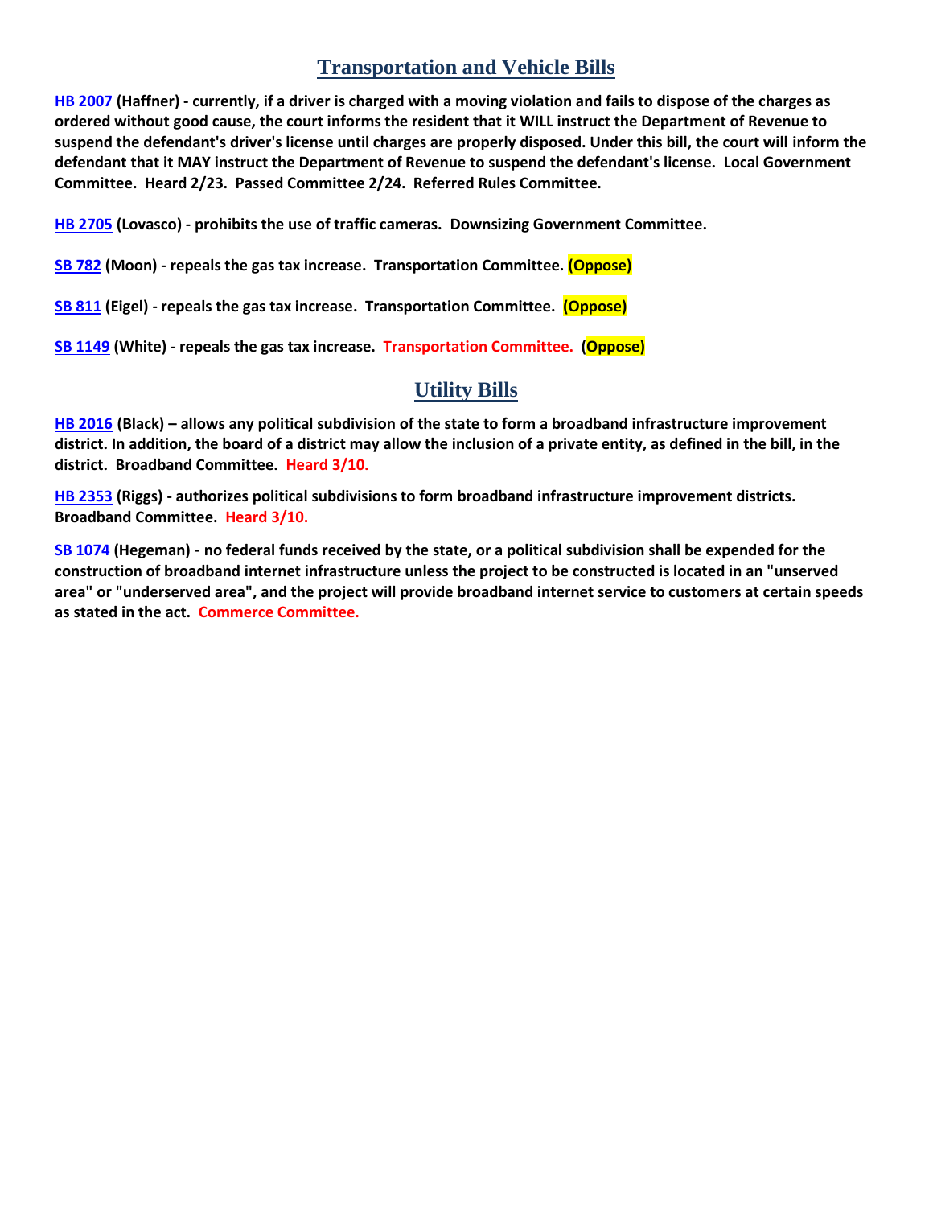## Transportation and Vehicle Bills

**HB 2007 (Haffner) - currently, if a driver is charged with a moving violation and fails to dispose of the charges as ordered without good cause, the court informs the resident that it WILL instruct the Department of Revenue to suspend the defendant's driver's license until charges are properly disposed. Under this bill, the court will inform the defendant that it MAY instruct the Department of Revenue to suspend the defendant's license. Local Government Committee. Heard 2/23. Passed Committee 2/24. Referred Rules Committee.**

**HB 2705 (Lovasco) - prohibits the use of traffic cameras. Downsizing Government Committee.**

**SB 782 (Moon) - repeals the gas tax increase. Transportation Committee. (Oppose)**

**SB 811 (Eigel) - repeals the gas tax increase. Transportation Committee. (Oppose)**

**SB 1149 (White) - repeals the gas tax increase. Transportation Committee. (Oppose)**

## Utility Bills

**HB 2016 (Black) – allows any political subdivision of the state to form a broadband infrastructure improvement district. In addition, the board of a district may allow the inclusion of a private entity, as defined in the bill, in the district. Broadband Committee. Heard 3/10.**

**HB 2353 (Riggs) - authorizes political subdivisions to form broadband infrastructure improvement districts. Broadband Committee. Heard 3/10.**

**SB 1074 (Hegeman) - no federal funds received by the state, or a political subdivision shall be expended for the construction of broadband internet infrastructure unless the project to be constructed is located in an "unserved area" or "underserved area", and the project will provide broadband internet service to customers at certain speeds as stated in the act. Commerce Committee.**